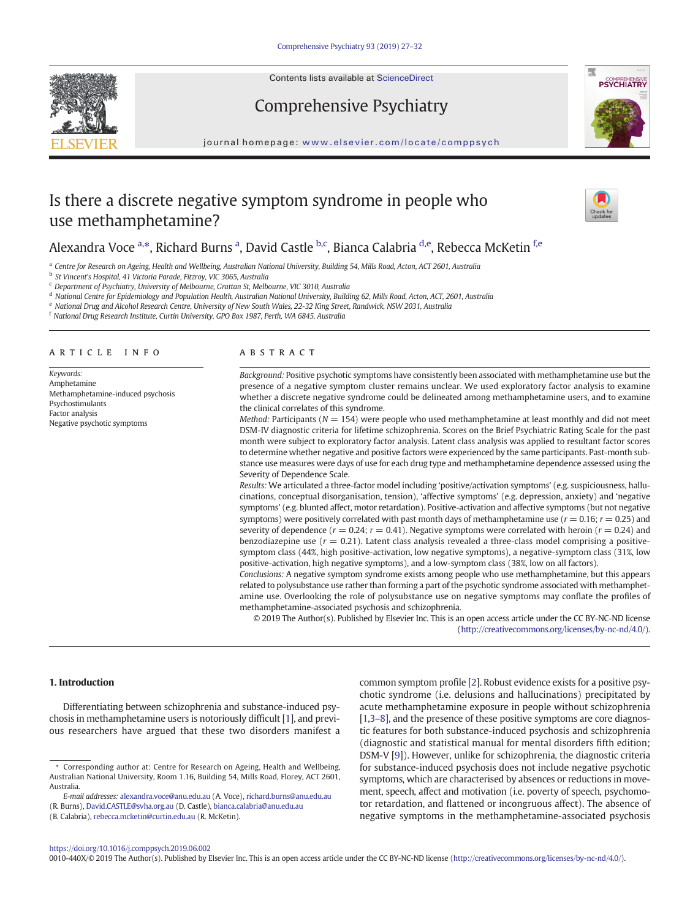Contents lists available at ScienceDirect

# Comprehensive Psychiatry

journal homepage: www.elsevier.com/locate/comppsych

# Is there a discrete negative symptom syndrome in people who use methamphetamine?

Alexandra Voce [a,*], Richard Burns [a], David Castle [b,c], Bianca Calabria [d,e], Rebecca McKetin [f,e]

[a] Centre for Research on Ageing, Health and Wellbeing, Australian National University, Building 54, Mills Road, Acton, ACT 2601, Australia
[b] St Vincent's Hospital, 41 Victoria Parade, Fitzroy, VIC 3065, Australia
[c] Department of Psychiatry, University of Melbourne, Grattan St, Melbourne, VIC 3010, Australia
[d] National Centre for Epidemiology and Population Health, Australian National University, Building 62, Mills Road, Acton, ACT, 2601, Australia
[e] National Drug and Alcohol Research Centre, University of New South Wales, 22-32 King Street, Randwick, NSW 2031, Australia
[f] National Drug Research Institute, Curtin University, GPO Box 1987, Perth, WA 6845, Australia

## ARTICLE INFO

*Keywords:*
Amphetamine
Methamphetamine-induced psychosis
Psychostimulants
Factor analysis
Negative psychotic symptoms

## ABSTRACT

*Background:* Positive psychotic symptoms have consistently been associated with methamphetamine use but the presence of a negative symptom cluster remains unclear. We used exploratory factor analysis to examine whether a discrete negative symptom syndrome could be delineated among methamphetamine users, and to examine the clinical correlates of this syndrome.

*Method:* Participants ($N = 154$) were people who used methamphetamine at least monthly and did not meet DSM-IV diagnostic criteria for lifetime schizophrenia. Scores on the Brief Psychiatric Rating Scale for the past month were subject to exploratory factor analysis. Latent class analysis was applied to resultant factor scores to determine whether negative and positive factors were experienced by the same participants. Past-month substance use measures were days of use for each drug type and methamphetamine dependence assessed using the Severity of Dependence Scale.

*Results:* We articulated a three-factor model including 'positive/activation symptoms' (e.g. suspiciousness, hallucinations, conceptual disorganisation, tension), 'affective symptoms' (e.g. depression, anxiety) and 'negative symptoms' (e.g. blunted affect, motor retardation). Positive-activation and affective symptoms (but not negative symptoms) were positively correlated with past month days of methamphetamine use ($r = 0.16$; $r = 0.25$) and severity of dependence ($r = 0.24$; $r = 0.41$). Negative symptoms were correlated with heroin ($r = 0.24$) and benzodiazepine use ($r = 0.21$). Latent class analysis revealed a three-class model comprising a positive-symptom class (44%, high positive-activation, low negative symptoms), a negative-symptom class (31%, low positive-activation, high negative symptoms), and a low-symptom class (38%, low on all factors).

*Conclusions:* A negative symptom syndrome exists among people who use methamphetamine, but this appears related to polysubstance use rather than forming a part of the psychotic syndrome associated with methamphetamine use. Overlooking the role of polysubstance use on negative symptoms may conflate the profiles of methamphetamine-associated psychosis and schizophrenia.

© 2019 The Author(s). Published by Elsevier Inc. This is an open access article under the CC BY-NC-ND license (http://creativecommons.org/licenses/by-nc-nd/4.0/).

## 1. Introduction

Differentiating between schizophrenia and substance-induced psychosis in methamphetamine users is notoriously difficult [1], and previous researchers have argued that these two disorders manifest a common symptom profile [2]. Robust evidence exists for a positive psychotic syndrome (i.e. delusions and hallucinations) precipitated by acute methamphetamine exposure in people without schizophrenia [1,3–8], and the presence of these positive symptoms are core diagnostic features for both substance-induced psychosis and schizophrenia (diagnostic and statistical manual for mental disorders fifth edition; DSM-V [9]). However, unlike for schizophrenia, the diagnostic criteria for substance-induced psychosis does not include negative psychotic symptoms, which are characterised by absences or reductions in movement, speech, affect and motivation (i.e. poverty of speech, psychomotor retardation, and flattened or incongruous affect). The absence of negative symptoms in the methamphetamine-associated psychosis

* Corresponding author at: Centre for Research on Ageing, Health and Wellbeing, Australian National University, Room 1.16, Building 54, Mills Road, Florey, ACT 2601, Australia.

*E-mail addresses:* alexandra.voce@anu.edu.au (A. Voce), richard.burns@anu.edu.au (R. Burns), David.CASTLE@svha.org.au (D. Castle), bianca.calabria@anu.edu.au (B. Calabria), rebecca.mcketin@curtin.edu.au (R. McKetin).

https://doi.org/10.1016/j.comppsych.2019.06.002
0010-440X/© 2019 The Author(s). Published by Elsevier Inc. This is an open access article under the CC BY-NC-ND license (http://creativecommons.org/licenses/by-nc-nd/4.0/).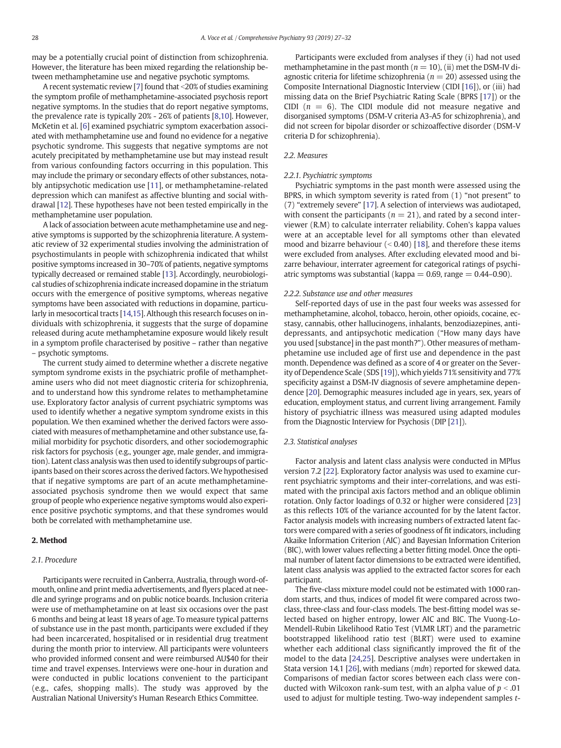may be a potentially crucial point of distinction from schizophrenia. However, the literature has been mixed regarding the relationship between methamphetamine use and negative psychotic symptoms.

A recent systematic review [7] found that <20% of studies examining the symptom profile of methamphetamine-associated psychosis report negative symptoms. In the studies that do report negative symptoms, the prevalence rate is typically 20% - 26% of patients [8,10]. However, McKetin et al. [6] examined psychiatric symptom exacerbation associated with methamphetamine use and found no evidence for a negative psychotic syndrome. This suggests that negative symptoms are not acutely precipitated by methamphetamine use but may instead result from various confounding factors occurring in this population. This may include the primary or secondary effects of other substances, notably antipsychotic medication use [11], or methamphetamine-related depression which can manifest as affective blunting and social withdrawal [12]. These hypotheses have not been tested empirically in the methamphetamine user population.

A lack of association between acute methamphetamine use and negative symptoms is supported by the schizophrenia literature. A systematic review of 32 experimental studies involving the administration of psychostimulants in people with schizophrenia indicated that whilst positive symptoms increased in 30–70% of patients, negative symptoms typically decreased or remained stable [13]. Accordingly, neurobiological studies of schizophrenia indicate increased dopamine in the striatum occurs with the emergence of positive symptoms, whereas negative symptoms have been associated with reductions in dopamine, particularly in mesocortical tracts [14,15]. Although this research focuses on individuals with schizophrenia, it suggests that the surge of dopamine released during acute methamphetamine exposure would likely result in a symptom profile characterised by positive – rather than negative – psychotic symptoms.

The current study aimed to determine whether a discrete negative symptom syndrome exists in the psychiatric profile of methamphetamine users who did not meet diagnostic criteria for schizophrenia, and to understand how this syndrome relates to methamphetamine use. Exploratory factor analysis of current psychiatric symptoms was used to identify whether a negative symptom syndrome exists in this population. We then examined whether the derived factors were associated with measures of methamphetamine and other substance use, familial morbidity for psychotic disorders, and other sociodemographic risk factors for psychosis (e.g., younger age, male gender, and immigration). Latent class analysis was then used to identify subgroups of participants based on their scores across the derived factors. We hypothesised that if negative symptoms are part of an acute methamphetamine-associated psychosis syndrome then we would expect that same group of people who experience negative symptoms would also experience positive psychotic symptoms, and that these syndromes would both be correlated with methamphetamine use.

## 2. Method

### 2.1. Procedure

Participants were recruited in Canberra, Australia, through word-of-mouth, online and print media advertisements, and flyers placed at needle and syringe programs and on public notice boards. Inclusion criteria were use of methamphetamine on at least six occasions over the past 6 months and being at least 18 years of age. To measure typical patterns of substance use in the past month, participants were excluded if they had been incarcerated, hospitalised or in residential drug treatment during the month prior to interview. All participants were volunteers who provided informed consent and were reimbursed AU$40 for their time and travel expenses. Interviews were one-hour in duration and were conducted in public locations convenient to the participant (e.g., cafes, shopping malls). The study was approved by the Australian National University's Human Research Ethics Committee.

Participants were excluded from analyses if they (i) had not used methamphetamine in the past month ($n = 10$), (ii) met the DSM-IV diagnostic criteria for lifetime schizophrenia ($n = 20$) assessed using the Composite International Diagnostic Interview (CIDI [16]), or (iii) had missing data on the Brief Psychiatric Rating Scale (BPRS [17]) or the CIDI ($n = 6$). The CIDI module did not measure negative and disorganised symptoms (DSM-V criteria A3-A5 for schizophrenia), and did not screen for bipolar disorder or schizoaffective disorder (DSM-V criteria D for schizophrenia).

### 2.2. Measures

#### 2.2.1. Psychiatric symptoms

Psychiatric symptoms in the past month were assessed using the BPRS, in which symptom severity is rated from (1) "not present" to (7) "extremely severe" [17]. A selection of interviews was audiotaped, with consent the participants ($n = 21$), and rated by a second interviewer (R.M) to calculate interrater reliability. Cohen's kappa values were at an acceptable level for all symptoms other than elevated mood and bizarre behaviour (< 0.40) [18], and therefore these items were excluded from analyses. After excluding elevated mood and bizarre behaviour, interrater agreement for categorical ratings of psychiatric symptoms was substantial (kappa = 0.69, range = 0.44–0.90).

#### 2.2.2. Substance use and other measures

Self-reported days of use in the past four weeks was assessed for methamphetamine, alcohol, tobacco, heroin, other opioids, cocaine, ecstasy, cannabis, other hallucinogens, inhalants, benzodiazepines, antidepressants, and antipsychotic medication ("How many days have you used [substance] in the past month?"). Other measures of methamphetamine use included age of first use and dependence in the past month. Dependence was defined as a score of 4 or greater on the Severity of Dependence Scale (SDS [19]), which yields 71% sensitivity and 77% specificity against a DSM-IV diagnosis of severe amphetamine dependence [20]. Demographic measures included age in years, sex, years of education, employment status, and current living arrangement. Family history of psychiatric illness was measured using adapted modules from the Diagnostic Interview for Psychosis (DIP [21]).

### 2.3. Statistical analyses

Factor analysis and latent class analysis were conducted in MPlus version 7.2 [22]. Exploratory factor analysis was used to examine current psychiatric symptoms and their inter-correlations, and was estimated with the principal axis factors method and an oblique oblimin rotation. Only factor loadings of 0.32 or higher were considered [23] as this reflects 10% of the variance accounted for by the latent factor. Factor analysis models with increasing numbers of extracted latent factors were compared with a series of goodness of fit indicators, including Akaike Information Criterion (AIC) and Bayesian Information Criterion (BIC), with lower values reflecting a better fitting model. Once the optimal number of latent factor dimensions to be extracted were identified, latent class analysis was applied to the extracted factor scores for each participant.

The five-class mixture model could not be estimated with 1000 random starts, and thus, indices of model fit were compared across two-class, three-class and four-class models. The best-fitting model was selected based on higher entropy, lower AIC and BIC. The Vuong-Lo-Mendell-Rubin Likelihood Ratio Test (VLMR LRT) and the parametric bootstrapped likelihood ratio test (BLRT) were used to examine whether each additional class significantly improved the fit of the model to the data [24,25]. Descriptive analyses were undertaken in Stata version 14.1 [26], with medians (*mdn*) reported for skewed data. Comparisons of median factor scores between each class were conducted with Wilcoxon rank-sum test, with an alpha value of $p < .01$ used to adjust for multiple testing. Two-way independent samples *t*-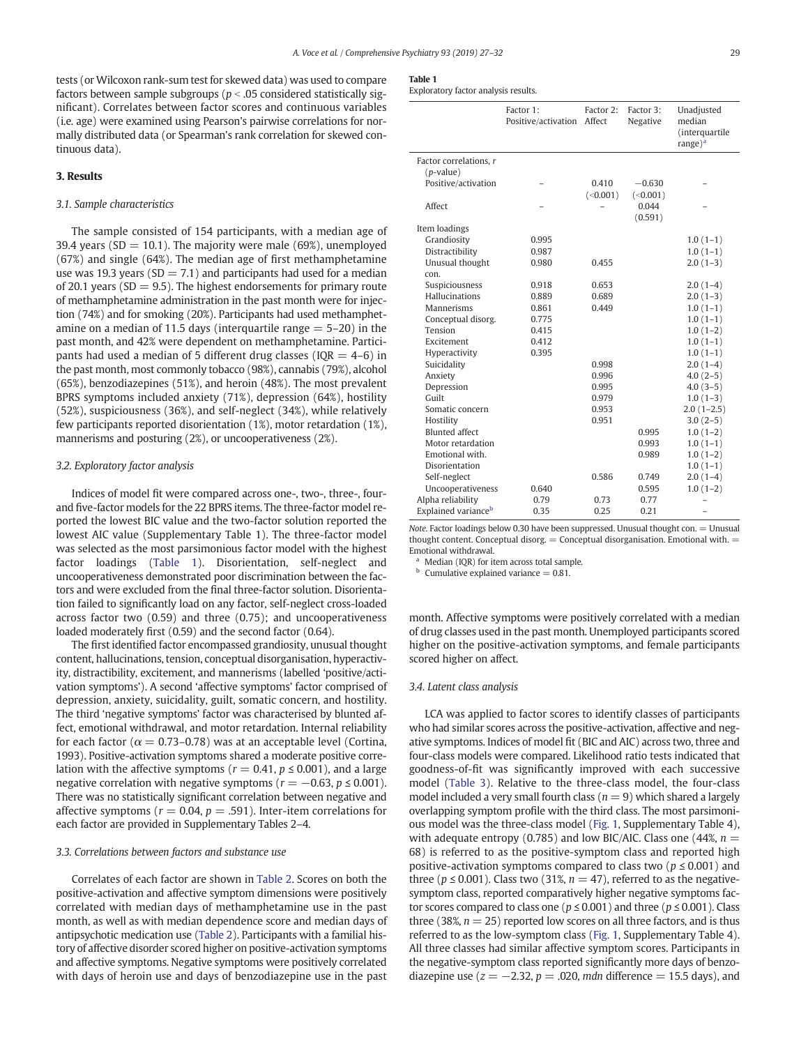tests (or Wilcoxon rank-sum test for skewed data) was used to compare factors between sample subgroups ($p < .05$ considered statistically significant). Correlates between factor scores and continuous variables (i.e. age) were examined using Pearson's pairwise correlations for normally distributed data (or Spearman's rank correlation for skewed continuous data).

## 3. Results

### 3.1. Sample characteristics

The sample consisted of 154 participants, with a median age of 39.4 years (SD = 10.1). The majority were male (69%), unemployed (67%) and single (64%). The median age of first methamphetamine use was 19.3 years (SD = 7.1) and participants had used for a median of 20.1 years (SD = 9.5). The highest endorsements for primary route of methamphetamine administration in the past month were for injection (74%) and for smoking (20%). Participants had used methamphetamine on a median of 11.5 days (interquartile range = 5–20) in the past month, and 42% were dependent on methamphetamine. Participants had used a median of 5 different drug classes (IQR = 4–6) in the past month, most commonly tobacco (98%), cannabis (79%), alcohol (65%), benzodiazepines (51%), and heroin (48%). The most prevalent BPRS symptoms included anxiety (71%), depression (64%), hostility (52%), suspiciousness (36%), and self-neglect (34%), while relatively few participants reported disorientation (1%), motor retardation (1%), mannerisms and posturing (2%), or uncooperativeness (2%).

### 3.2. Exploratory factor analysis

Indices of model fit were compared across one-, two-, three-, four- and five-factor models for the 22 BPRS items. The three-factor model reported the lowest BIC value and the two-factor solution reported the lowest AIC value (Supplementary Table 1). The three-factor model was selected as the most parsimonious factor model with the highest factor loadings (Table 1). Disorientation, self-neglect and uncooperativeness demonstrated poor discrimination between the factors and were excluded from the final three-factor solution. Disorientation failed to significantly load on any factor, self-neglect cross-loaded across factor two (0.59) and three (0.75); and uncooperativeness loaded moderately first (0.59) and the second factor (0.64).

The first identified factor encompassed grandiosity, unusual thought content, hallucinations, tension, conceptual disorganisation, hyperactivity, distractibility, excitement, and mannerisms (labelled 'positive/activation symptoms'). A second 'affective symptoms' factor comprised of depression, anxiety, suicidality, guilt, somatic concern, and hostility. The third 'negative symptoms' factor was characterised by blunted affect, emotional withdrawal, and motor retardation. Internal reliability for each factor ($\alpha = 0.73$–$0.78$) was at an acceptable level (Cortina, 1993). Positive-activation symptoms shared a moderate positive correlation with the affective symptoms ($r = 0.41$, $p \leq 0.001$), and a large negative correlation with negative symptoms ($r = -0.63$, $p \leq 0.001$). There was no statistically significant correlation between negative and affective symptoms ($r = 0.04$, $p = .591$). Inter-item correlations for each factor are provided in Supplementary Tables 2–4.

### 3.3. Correlations between factors and substance use

Correlates of each factor are shown in Table 2. Scores on both the positive-activation and affective symptom dimensions were positively correlated with median days of methamphetamine use in the past month, as well as with median dependence score and all median days of antipsychotic medication use (Table 2). Participants with a familial history of affective disorder scored higher on positive-activation symptoms and affective symptoms. Negative symptoms were positively correlated with days of heroin use and days of benzodiazepine use in the past month. Affective symptoms were positively correlated with a median of drug classes used in the past month. Unemployed participants scored higher on the positive-activation symptoms, and female participants scored higher on affect.

**Table 1**
Exploratory factor analysis results.

| | Factor 1: Positive/activation | Factor 2: Affect | Factor 3: Negative | Unadjusted median (interquartile range)[a] |
|---|---|---|---|---|
| Factor correlations, r (p-value) | | | | |
| Positive/activation | – | 0.410 (<0.001) | −0.630 (<0.001) | – |
| Affect | – | – | 0.044 (0.591) | – |
| Item loadings | | | | |
| Grandiosity | 0.995 | | | 1.0 (1–1) |
| Distractibility | 0.987 | | | 1.0 (1–1) |
| Unusual thought con. | 0.980 | 0.455 | | 2.0 (1–3) |
| Suspiciousness | 0.918 | 0.653 | | 2.0 (1–4) |
| Hallucinations | 0.889 | 0.689 | | 2.0 (1–3) |
| Mannerisms | 0.861 | 0.449 | | 1.0 (1–1) |
| Conceptual disorg. | 0.775 | | | 1.0 (1–1) |
| Tension | 0.415 | | | 1.0 (1–2) |
| Excitement | 0.412 | | | 1.0 (1–1) |
| Hyperactivity | 0.395 | | | 1.0 (1–1) |
| Suicidality | | 0.998 | | 2.0 (1–4) |
| Anxiety | | 0.996 | | 4.0 (2–5) |
| Depression | | 0.995 | | 4.0 (3–5) |
| Guilt | | 0.979 | | 1.0 (1–3) |
| Somatic concern | | 0.953 | | 2.0 (1–2.5) |
| Hostility | | 0.951 | | 3.0 (2–5) |
| Blunted affect | | | 0.995 | 1.0 (1–2) |
| Motor retardation | | | 0.993 | 1.0 (1–1) |
| Emotional with. | | | 0.989 | 1.0 (1–2) |
| Disorientation | | | | 1.0 (1–1) |
| Self-neglect | | 0.586 | 0.749 | 2.0 (1–4) |
| Uncooperativeness | 0.640 | | 0.595 | 1.0 (1–2) |
| Alpha reliability | 0.79 | 0.73 | 0.77 | – |
| Explained variance[b] | 0.35 | 0.25 | 0.21 | – |

*Note*. Factor loadings below 0.30 have been suppressed. Unusual thought con. = Unusual thought content. Conceptual disorg. = Conceptual disorganisation. Emotional with. = Emotional withdrawal.

[a] Median (IQR) for item across total sample.

[b] Cumulative explained variance = 0.81.

### 3.4. Latent class analysis

LCA was applied to factor scores to identify classes of participants who had similar scores across the positive-activation, affective and negative symptoms. Indices of model fit (BIC and AIC) across two, three and four-class models were compared. Likelihood ratio tests indicated that goodness-of-fit was significantly improved with each successive model (Table 3). Relative to the three-class model, the four-class model included a very small fourth class ($n = 9$) which shared a largely overlapping symptom profile with the third class. The most parsimonious model was the three-class model (Fig. 1, Supplementary Table 4), with adequate entropy (0.785) and low BIC/AIC. Class one (44%, $n = 68$) is referred to as the positive-symptom class and reported high positive-activation symptoms compared to class two ($p \leq 0.001$) and three ($p \leq 0.001$). Class two (31%, $n = 47$), referred to as the negative-symptom class, reported comparatively higher negative symptoms factor scores compared to class one ($p \leq 0.001$) and three ($p \leq 0.001$). Class three (38%, $n = 25$) reported low scores on all three factors, and is thus referred to as the low-symptom class (Fig. 1, Supplementary Table 4). All three classes had similar affective symptom scores. Participants in the negative-symptom class reported significantly more days of benzodiazepine use ($z = -2.32$, $p = .020$, *mdn* difference = 15.5 days), and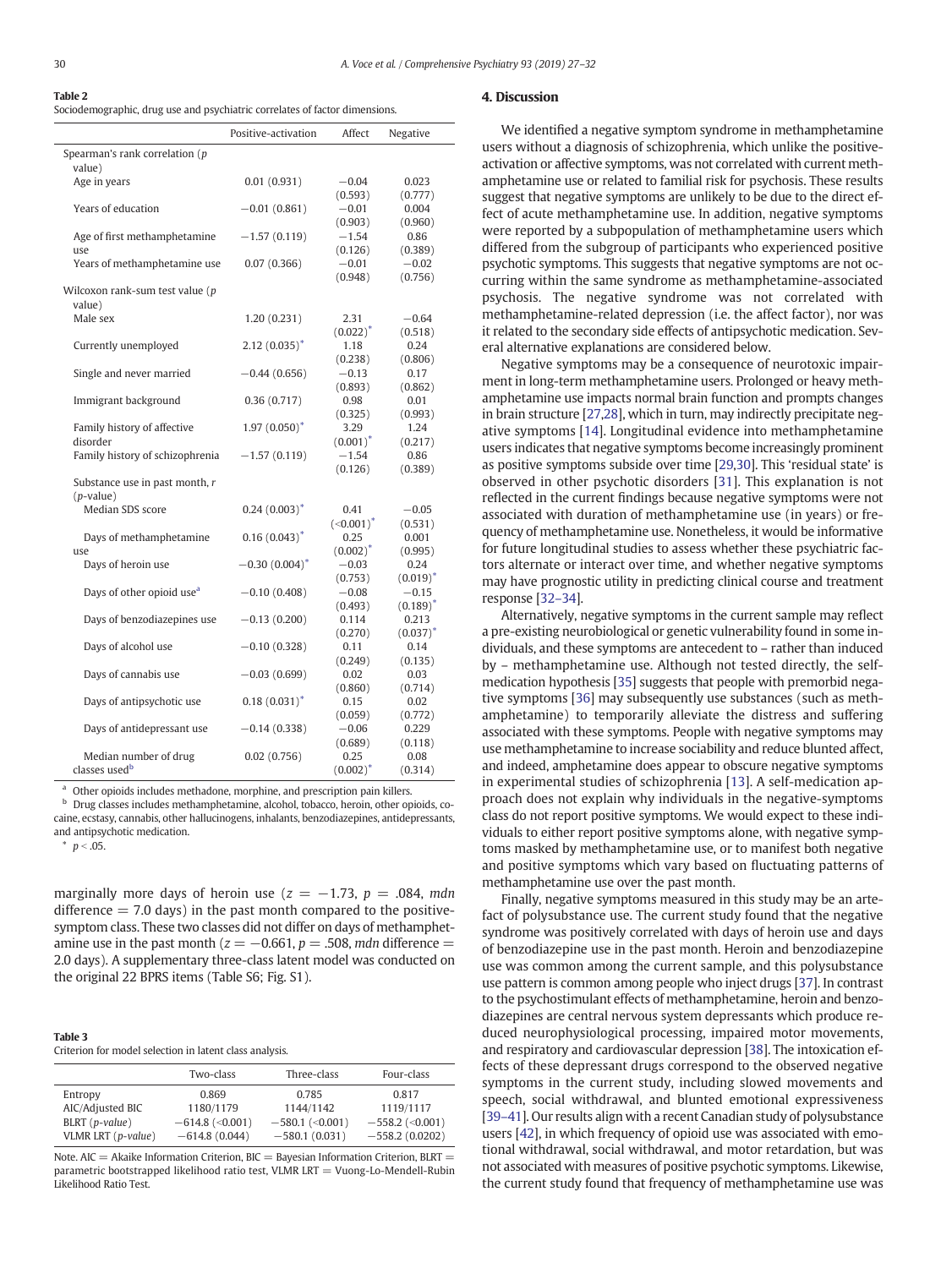**Table 2**
Sociodemographic, drug use and psychiatric correlates of factor dimensions.

| | Positive-activation | Affect | Negative |
|---|---|---|---|
| Spearman's rank correlation (p value) | | | |
| Age in years | 0.01 (0.931) | −0.04 (0.593) | 0.023 (0.777) |
| Years of education | −0.01 (0.861) | −0.01 (0.903) | 0.004 (0.960) |
| Age of first methamphetamine use | −1.57 (0.119) | −1.54 (0.126) | 0.86 (0.389) |
| Years of methamphetamine use | 0.07 (0.366) | −0.01 (0.948) | −0.02 (0.756) |
| Wilcoxon rank-sum test value (p value) | | | |
| Male sex | 1.20 (0.231) | 2.31 (0.022)* | −0.64 (0.518) |
| Currently unemployed | 2.12 (0.035)* | 1.18 (0.238) | 0.24 (0.806) |
| Single and never married | −0.44 (0.656) | −0.13 (0.893) | 0.17 (0.862) |
| Immigrant background | 0.36 (0.717) | 0.98 (0.325) | 0.01 (0.993) |
| Family history of affective disorder | 1.97 (0.050)* | 3.29 (0.001)* | 1.24 (0.217) |
| Family history of schizophrenia | −1.57 (0.119) | −1.54 (0.126) | 0.86 (0.389) |
| Substance use in past month, r (p-value) | | | |
| Median SDS score | 0.24 (0.003)* | 0.41 (<0.001)* | −0.05 (0.531) |
| Days of methamphetamine use | 0.16 (0.043)* | 0.25 (0.002)* | 0.001 (0.995) |
| Days of heroin use | −0.30 (0.004)* | −0.03 (0.753) | 0.24 (0.019)* |
| Days of other opioid use[a] | −0.10 (0.408) | −0.08 (0.493) | −0.15 (0.189)* |
| Days of benzodiazepines use | −0.13 (0.200) | 0.114 (0.270) | 0.213 (0.037)* |
| Days of alcohol use | −0.10 (0.328) | 0.11 (0.249) | 0.14 (0.135) |
| Days of cannabis use | −0.03 (0.699) | 0.02 (0.860) | 0.03 (0.714) |
| Days of antipsychotic use | 0.18 (0.031)* | 0.15 (0.059) | 0.02 (0.772) |
| Days of antidepressant use | −0.14 (0.338) | −0.06 (0.689) | 0.229 (0.118) |
| Median number of drug classes used[b] | 0.02 (0.756) | 0.25 (0.002)* | 0.08 (0.314) |

[a] Other opioids includes methadone, morphine, and prescription pain killers.
[b] Drug classes includes methamphetamine, alcohol, tobacco, heroin, other opioids, cocaine, ecstasy, cannabis, other hallucinogens, inhalants, benzodiazepines, antidepressants, and antipsychotic medication.
* $p < .05$.

marginally more days of heroin use ($z = -1.73$, $p = .084$, *mdn* difference = 7.0 days) in the past month compared to the positive-symptom class. These two classes did not differ on days of methamphetamine use in the past month ($z = -0.661$, $p = .508$, *mdn* difference = 2.0 days). A supplementary three-class latent model was conducted on the original 22 BPRS items (Table S6; Fig. S1).

**Table 3**
Criterion for model selection in latent class analysis.

| | Two-class | Three-class | Four-class |
|---|---|---|---|
| Entropy | 0.869 | 0.785 | 0.817 |
| AIC/Adjusted BIC | 1180/1179 | 1144/1142 | 1119/1117 |
| BLRT (*p-value*) | −614.8 (<0.001) | −580.1 (<0.001) | −558.2 (<0.001) |
| VLMR LRT (*p-value*) | −614.8 (0.044) | −580.1 (0.031) | −558.2 (0.0202) |

Note. AIC = Akaike Information Criterion, BIC = Bayesian Information Criterion, BLRT = parametric bootstrapped likelihood ratio test, VLMR LRT = Vuong-Lo-Mendell-Rubin Likelihood Ratio Test.

## 4. Discussion

We identified a negative symptom syndrome in methamphetamine users without a diagnosis of schizophrenia, which unlike the positive-activation or affective symptoms, was not correlated with current methamphetamine use or related to familial risk for psychosis. These results suggest that negative symptoms are unlikely to be due to the direct effect of acute methamphetamine use. In addition, negative symptoms were reported by a subpopulation of methamphetamine users which differed from the subgroup of participants who experienced positive psychotic symptoms. This suggests that negative symptoms are not occurring within the same syndrome as methamphetamine-associated psychosis. The negative syndrome was not correlated with methamphetamine-related depression (i.e. the affect factor), nor was it related to the secondary side effects of antipsychotic medication. Several alternative explanations are considered below.

Negative symptoms may be a consequence of neurotoxic impairment in long-term methamphetamine users. Prolonged or heavy methamphetamine use impacts normal brain function and prompts changes in brain structure [27,28], which in turn, may indirectly precipitate negative symptoms [14]. Longitudinal evidence into methamphetamine users indicates that negative symptoms become increasingly prominent as positive symptoms subside over time [29,30]. This 'residual state' is observed in other psychotic disorders [31]. This explanation is not reflected in the current findings because negative symptoms were not associated with duration of methamphetamine use (in years) or frequency of methamphetamine use. Nonetheless, it would be informative for future longitudinal studies to assess whether these psychiatric factors alternate or interact over time, and whether negative symptoms may have prognostic utility in predicting clinical course and treatment response [32–34].

Alternatively, negative symptoms in the current sample may reflect a pre-existing neurobiological or genetic vulnerability found in some individuals, and these symptoms are antecedent to – rather than induced by – methamphetamine use. Although not tested directly, the self-medication hypothesis [35] suggests that people with premorbid negative symptoms [36] may subsequently use substances (such as methamphetamine) to temporarily alleviate the distress and suffering associated with these symptoms. People with negative symptoms may use methamphetamine to increase sociability and reduce blunted affect, and indeed, amphetamine does appear to obscure negative symptoms in experimental studies of schizophrenia [13]. A self-medication approach does not explain why individuals in the negative-symptoms class do not report positive symptoms. We would expect to these individuals to either report positive symptoms alone, with negative symptoms masked by methamphetamine use, or to manifest both negative and positive symptoms which vary based on fluctuating patterns of methamphetamine use over the past month.

Finally, negative symptoms measured in this study may be an artefact of polysubstance use. The current study found that the negative syndrome was positively correlated with days of heroin use and days of benzodiazepine use in the past month. Heroin and benzodiazepine use was common among the current sample, and this polysubstance use pattern is common among people who inject drugs [37]. In contrast to the psychostimulant effects of methamphetamine, heroin and benzodiazepines are central nervous system depressants which produce reduced neurophysiological processing, impaired motor movements, and respiratory and cardiovascular depression [38]. The intoxication effects of these depressant drugs correspond to the observed negative symptoms in the current study, including slowed movements and speech, social withdrawal, and blunted emotional expressiveness [39–41]. Our results align with a recent Canadian study of polysubstance users [42], in which frequency of opioid use was associated with emotional withdrawal, social withdrawal, and motor retardation, but was not associated with measures of positive psychotic symptoms. Likewise, the current study found that frequency of methamphetamine use was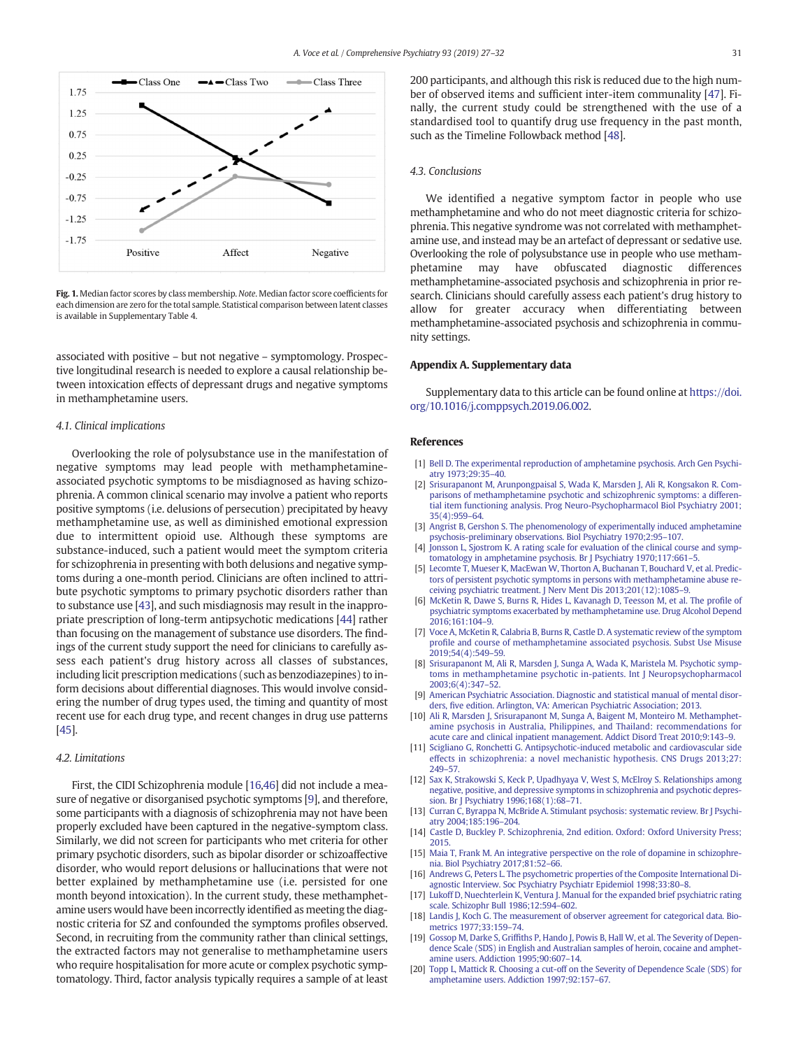Fig. 1. Median factor scores by class membership. *Note.* Median factor score coefficients for each dimension are zero for the total sample. Statistical comparison between latent classes is available in Supplementary Table 4.

associated with positive – but not negative – symptomology. Prospective longitudinal research is needed to explore a causal relationship between intoxication effects of depressant drugs and negative symptoms in methamphetamine users.

### 4.1. Clinical implications

Overlooking the role of polysubstance use in the manifestation of negative symptoms may lead people with methamphetamine-associated psychotic symptoms to be misdiagnosed as having schizophrenia. A common clinical scenario may involve a patient who reports positive symptoms (i.e. delusions of persecution) precipitated by heavy methamphetamine use, as well as diminished emotional expression due to intermittent opioid use. Although these symptoms are substance-induced, such a patient would meet the symptom criteria for schizophrenia in presenting with both delusions and negative symptoms during a one-month period. Clinicians are often inclined to attribute psychotic symptoms to primary psychotic disorders rather than to substance use [43], and such misdiagnosis may result in the inappropriate prescription of long-term antipsychotic medications [44] rather than focusing on the management of substance use disorders. The findings of the current study support the need for clinicians to carefully assess each patient's drug history across all classes of substances, including licit prescription medications (such as benzodiazepines) to inform decisions about differential diagnoses. This would involve considering the number of drug types used, the timing and quantity of most recent use for each drug type, and recent changes in drug use patterns [45].

### 4.2. Limitations

First, the CIDI Schizophrenia module [16,46] did not include a measure of negative or disorganised psychotic symptoms [9], and therefore, some participants with a diagnosis of schizophrenia may not have been properly excluded have been captured in the negative-symptom class. Similarly, we did not screen for participants who met criteria for other primary psychotic disorders, such as bipolar disorder or schizoaffective disorder, who would report delusions or hallucinations that were not better explained by methamphetamine use (i.e. persisted for one month beyond intoxication). In the current study, these methamphetamine users would have been incorrectly identified as meeting the diagnostic criteria for SZ and confounded the symptoms profiles observed. Second, in recruiting from the community rather than clinical settings, the extracted factors may not generalise to methamphetamine users who require hospitalisation for more acute or complex psychotic symptomatology. Third, factor analysis typically requires a sample of at least 200 participants, and although this risk is reduced due to the high number of observed items and sufficient inter-item communality [47]. Finally, the current study could be strengthened with the use of a standardised tool to quantify drug use frequency in the past month, such as the Timeline Followback method [48].

### 4.3. Conclusions

We identified a negative symptom factor in people who use methamphetamine and who do not meet diagnostic criteria for schizophrenia. This negative syndrome was not correlated with methamphetamine use, and instead may be an artefact of depressant or sedative use. Overlooking the role of polysubstance use in people who use methamphetamine may have obfuscated diagnostic differences methamphetamine-associated psychosis and schizophrenia in prior research. Clinicians should carefully assess each patient's drug history to allow for greater accuracy when differentiating between methamphetamine-associated psychosis and schizophrenia in community settings.

## Appendix A. Supplementary data

Supplementary data to this article can be found online at https://doi.org/10.1016/j.comppsych.2019.06.002.

## References

[1] Bell D. The experimental reproduction of amphetamine psychosis. Arch Gen Psychiatry 1973;29:35–40.

[2] Srisurapanont M, Arunpongpaisal S, Wada K, Marsden J, Ali R, Kongsakon R. Comparisons of methamphetamine psychotic and schizophrenic symptoms: a differential item functioning analysis. Prog Neuro-Psychopharmacol Biol Psychiatry 2001;35(4):959–64.

[3] Angrist B, Gershon S. The phenomenology of experimentally induced amphetamine psychosis-preliminary observations. Biol Psychiatry 1970;2:95–107.

[4] Jonsson L, Sjostrom K. A rating scale for evaluation of the clinical course and symptomatology in amphetamine psychosis. Br J Psychiatry 1970;117:661–5.

[5] Lecomte T, Mueser K, MacEwan W, Thorton A, Buchanan T, Bouchard V, et al. Predictors of persistent psychotic symptoms in persons with methamphetamine abuse receiving psychiatric treatment. J Nerv Ment Dis 2013;201(12):1085–9.

[6] McKetin R, Dawe S, Burns R, Hides L, Kavanagh D, Teesson M, et al. The profile of psychiatric symptoms exacerbated by methamphetamine use. Drug Alcohol Depend 2016;161:104–9.

[7] Voce A, McKetin R, Calabria B, Burns R, Castle D. A systematic review of the symptom profile and course of methamphetamine associated psychosis. Subst Use Misuse 2019;54(4):549–59.

[8] Srisurapanont M, Ali R, Marsden J, Sunga A, Wada K, Maristela M. Psychotic symptoms in methamphetamine psychotic in-patients. Int J Neuropsychopharmacol 2003;6(4):347–52.

[9] American Psychiatric Association. Diagnostic and statistical manual of mental disorders, five edition. Arlington, VA: American Psychiatric Association; 2013.

[10] Ali R, Marsden J, Srisurapanont M, Sunga A, Baigent M, Monteiro M. Methamphetamine psychosis in Australia, Philippines, and Thailand: recommendations for acute care and clinical inpatient management. Addict Disord Treat 2010;9:143–9.

[11] Scigliano G, Ronchetti G. Antipsychotic-induced metabolic and cardiovascular side effects in schizophrenia: a novel mechanistic hypothesis. CNS Drugs 2013;27:249–57.

[12] Sax K, Strakowski S, Keck P, Upadhyaya V, West S, McElroy S. Relationships among negative, positive, and depressive symptoms in schizophrenia and psychotic depression. Br J Psychiatry 1996;168(1):68–71.

[13] Curran C, Byrappa N, McBride A. Stimulant psychosis: systematic review. Br J Psychiatry 2004;185:196–204.

[14] Castle D, Buckley P. Schizophrenia, 2nd edition. Oxford: Oxford University Press; 2015.

[15] Maia T, Frank M. An integrative perspective on the role of dopamine in schizophrenia. Biol Psychiatry 2017;81:52–66.

[16] Andrews G, Peters L. The psychometric properties of the Composite International Diagnostic Interview. Soc Psychiatry Psychiatr Epidemiol 1998;33:80–8.

[17] Lukoff D, Nuechterlein K, Ventura J. Manual for the expanded brief psychiatric rating scale. Schizophr Bull 1986;12:594–602.

[18] Landis J, Koch G. The measurement of observer agreement for categorical data. Biometrics 1977;33:159–74.

[19] Gossop M, Darke S, Griffiths P, Hando J, Powis B, Hall W, et al. The Severity of Dependence Scale (SDS) in English and Australian samples of heroin, cocaine and amphetamine users. Addiction 1995;90:607–14.

[20] Topp L, Mattick R. Choosing a cut-off on the Severity of Dependence Scale (SDS) for amphetamine users. Addiction 1997;92:157–67.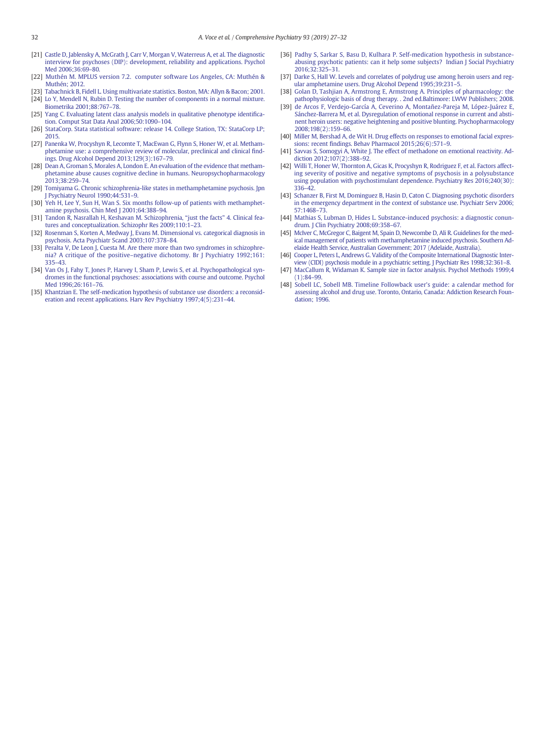[21] Castle D, Jablensky A, McGrath J, Carr V, Morgan V, Waterreus A, et al. The diagnostic interview for psychoses (DIP): development, reliability and applications. Psychol Med 2006;36:69–80.

[22] Muthén M. MPLUS version 7.2. computer software Los Angeles, CA: Muthén & Muthén; 2012.

[23] Tabachnick B, Fidell L. Using multivariate statistics. Boston, MA: Allyn & Bacon; 2001.

[24] Lo Y, Mendell N, Rubin D. Testing the number of components in a normal mixture. Biometrika 2001;88:767–78.

[25] Yang C. Evaluating latent class analysis models in qualitative phenotype identification. Comput Stat Data Anal 2006;50:1090–104.

[26] StataCorp. Stata statistical software: release 14. College Station, TX: StataCorp LP; 2015.

[27] Panenka W, Procyshyn R, Lecomte T, MacEwan G, Flynn S, Honer W, et al. Methamphetamine use: a comprehensive review of molecular, preclinical and clinical findings. Drug Alcohol Depend 2013;129(3):167–79.

[28] Dean A, Groman S, Morales A, London E. An evaluation of the evidence that methamphetamine abuse causes cognitive decline in humans. Neuropsychopharmacology 2013;38:259–74.

[29] Tomiyama G. Chronic schizophrenia-like states in methamphetamine psychosis. Jpn J Psychiatry Neurol 1990;44:531–9.

[30] Yeh H, Lee Y, Sun H, Wan S. Six months follow-up of patients with methamphetamine psychosis. Chin Med J 2001;64:388–94.

[31] Tandon R, Nasrallah H, Keshavan M. Schizophrenia, "just the facts" 4. Clinical features and conceptualization. Schizophr Res 2009;110:1–23.

[32] Rosenman S, Korten A, Medway J, Evans M. Dimensional vs. categorical diagnosis in psychosis. Acta Psychiatr Scand 2003;107:378–84.

[33] Peralta V, De Leon J, Cuesta M. Are there more than two syndromes in schizophrenia? A critique of the positive–negative dichotomy. Br J Psychiatry 1992;161:335–43.

[34] Van Os J, Fahy T, Jones P, Harvey I, Sham P, Lewis S, et al. Psychopathological syndromes in the functional psychoses: associations with course and outcome. Psychol Med 1996;26:161–76.

[35] Khantzian E. The self-medication hypothesis of substance use disorders: a reconsideration and recent applications. Harv Rev Psychiatry 1997;4(5):231–44.

[36] Padhy S, Sarkar S, Basu D, Kulhara P. Self-medication hypothesis in substance-abusing psychotic patients: can it help some subjects? Indian J Social Psychiatry 2016;32:325–31.

[37] Darke S, Hall W. Levels and correlates of polydrug use among heroin users and regular amphetamine users. Drug Alcohol Depend 1995;39:231–5.

[38] Golan D, Tashjian A, Armstrong E, Armstrong A. Principles of pharmacology: the pathophysiologic basis of drug therapy. . 2nd ed.Baltimore: LWW Publishers; 2008.

[39] de Arcos F, Verdejo-García A, Ceverino A, Montañez-Pareja M, López-Juárez E, Sánchez-Barrera M, et al. Dysregulation of emotional response in current and abstinent heroin users: negative heightening and positive blunting. Psychopharmacology 2008;198(2):159–66.

[40] Miller M, Bershad A, de Wit H. Drug effects on responses to emotional facial expressions: recent findings. Behav Pharmacol 2015;26(6):571–9.

[41] Savvas S, Somogyi A, White J. The effect of methadone on emotional reactivity. Addiction 2012;107(2):388–92.

[42] Willi T, Honer W, Thornton A, Gicas K, Procyshyn R, Rodriguez F, et al. Factors affecting severity of positive and negative symptoms of psychosis in a polysubstance using population with psychostimulant dependence. Psychiatry Res 2016;240(30):336–42.

[43] Schanzer B, First M, Dominguez B, Hasin D, Caton C. Diagnosing psychotic disorders in the emergency department in the context of substance use. Psychiatr Serv 2006;57:1468–73.

[44] Mathias S, Lubman D, Hides L. Substance-induced psychosis: a diagnostic conundrum. J Clin Psychiatry 2008;69:358–67.

[45] McIver C, McGregor C, Baigent M, Spain D, Newcombe D, Ali R. Guidelines for the medical management of patients with methamphetamine induced psychosis. Southern Adelaide Health Service, Australian Government; 2017 (Adelaide, Australia).

[46] Cooper L, Peters L, Andrews G. Validity of the Composite International Diagnostic Interview (CIDI) psychosis module in a psychiatric setting. J Psychiatr Res 1998;32:361–8.

[47] MacCallum R, Widaman K. Sample size in factor analysis. Psychol Methods 1999;4(1):84–99.

[48] Sobell LC, Sobell MB. Timeline Followback user's guide: a calendar method for assessing alcohol and drug use. Toronto, Ontario, Canada: Addiction Research Foundation; 1996.